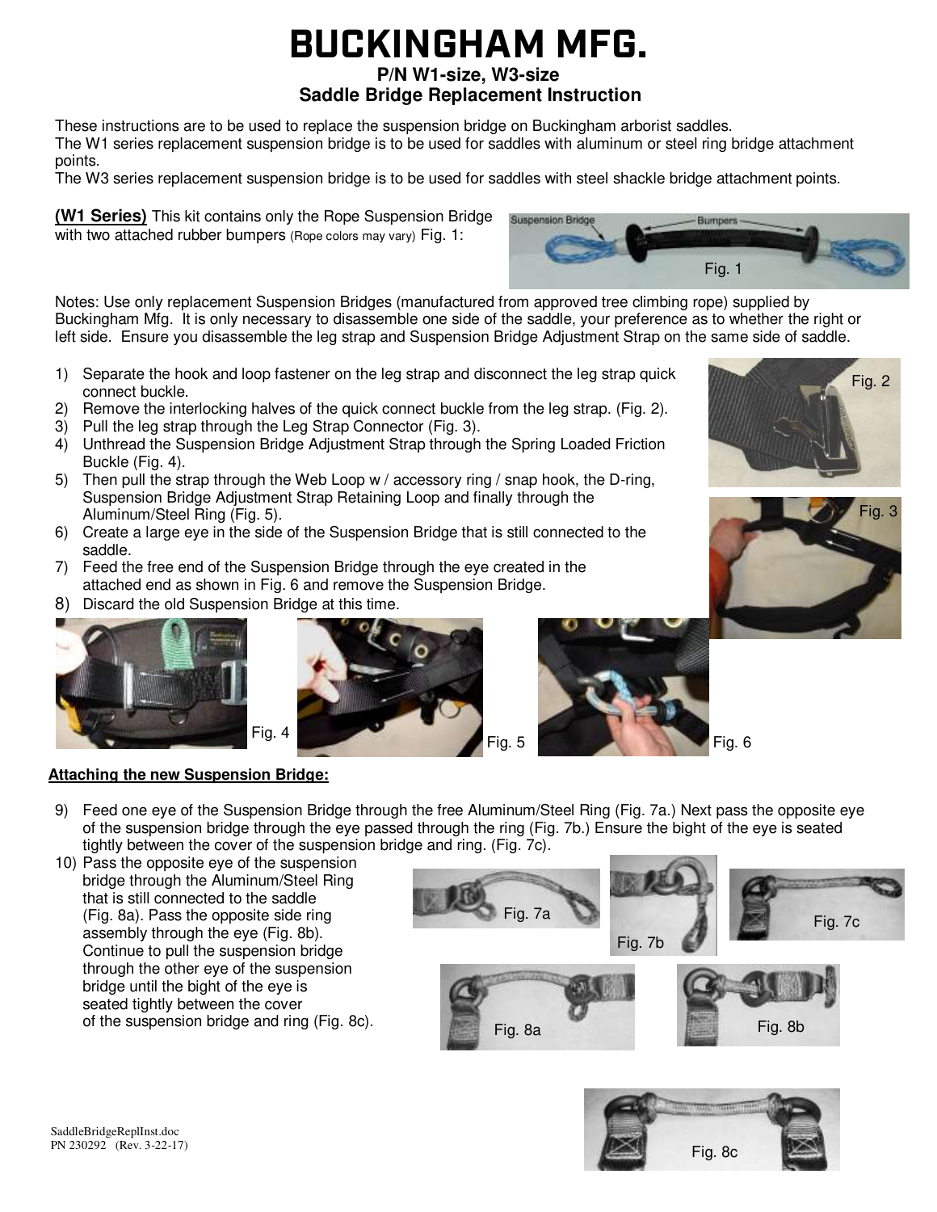# BUCKINGHAM MFG.

## P/N W1-size, W3-size
## Saddle Bridge Replacement Instruction

These instructions are to be used to replace the suspension bridge on Buckingham arborist saddles.
The W1 series replacement suspension bridge is to be used for saddles with aluminum or steel ring bridge attachment points.
The W3 series replacement suspension bridge is to be used for saddles with steel shackle bridge attachment points.

**(W1 Series)** This kit contains only the Rope Suspension Bridge with two attached rubber bumpers (Rope colors may vary) Fig. 1:

Fig. 1

Notes: Use only replacement Suspension Bridges (manufactured from approved tree climbing rope) supplied by Buckingham Mfg. It is only necessary to disassemble one side of the saddle, your preference as to whether the right or left side. Ensure you disassemble the leg strap and Suspension Bridge Adjustment Strap on the same side of saddle.

1) Separate the hook and loop fastener on the leg strap and disconnect the leg strap quick connect buckle.
2) Remove the interlocking halves of the quick connect buckle from the leg strap. (Fig. 2).
3) Pull the leg strap through the Leg Strap Connector (Fig. 3).
4) Unthread the Suspension Bridge Adjustment Strap through the Spring Loaded Friction Buckle (Fig. 4).
5) Then pull the strap through the Web Loop w / accessory ring / snap hook, the D-ring, Suspension Bridge Adjustment Strap Retaining Loop and finally through the Aluminum/Steel Ring (Fig. 5).
6) Create a large eye in the side of the Suspension Bridge that is still connected to the saddle.
7) Feed the free end of the Suspension Bridge through the eye created in the attached end as shown in Fig. 6 and remove the Suspension Bridge.
8) Discard the old Suspension Bridge at this time.

Fig. 2

Fig. 3

Fig. 4

Fig. 5

Fig. 6

**Attaching the new Suspension Bridge:**

9) Feed one eye of the Suspension Bridge through the free Aluminum/Steel Ring (Fig. 7a.) Next pass the opposite eye of the suspension bridge through the eye passed through the ring (Fig. 7b.) Ensure the bight of the eye is seated tightly between the cover of the suspension bridge and ring. (Fig. 7c).
10) Pass the opposite eye of the suspension bridge through the Aluminum/Steel Ring that is still connected to the saddle (Fig. 8a). Pass the opposite side ring assembly through the eye (Fig. 8b). Continue to pull the suspension bridge through the other eye of the suspension bridge until the bight of the eye is seated tightly between the cover of the suspension bridge and ring (Fig. 8c).

Fig. 7a

Fig. 7b

Fig. 7c

Fig. 8a

Fig. 8b

Fig. 8c

SaddleBridgeReplInst.doc
PN 230292 (Rev. 3-22-17)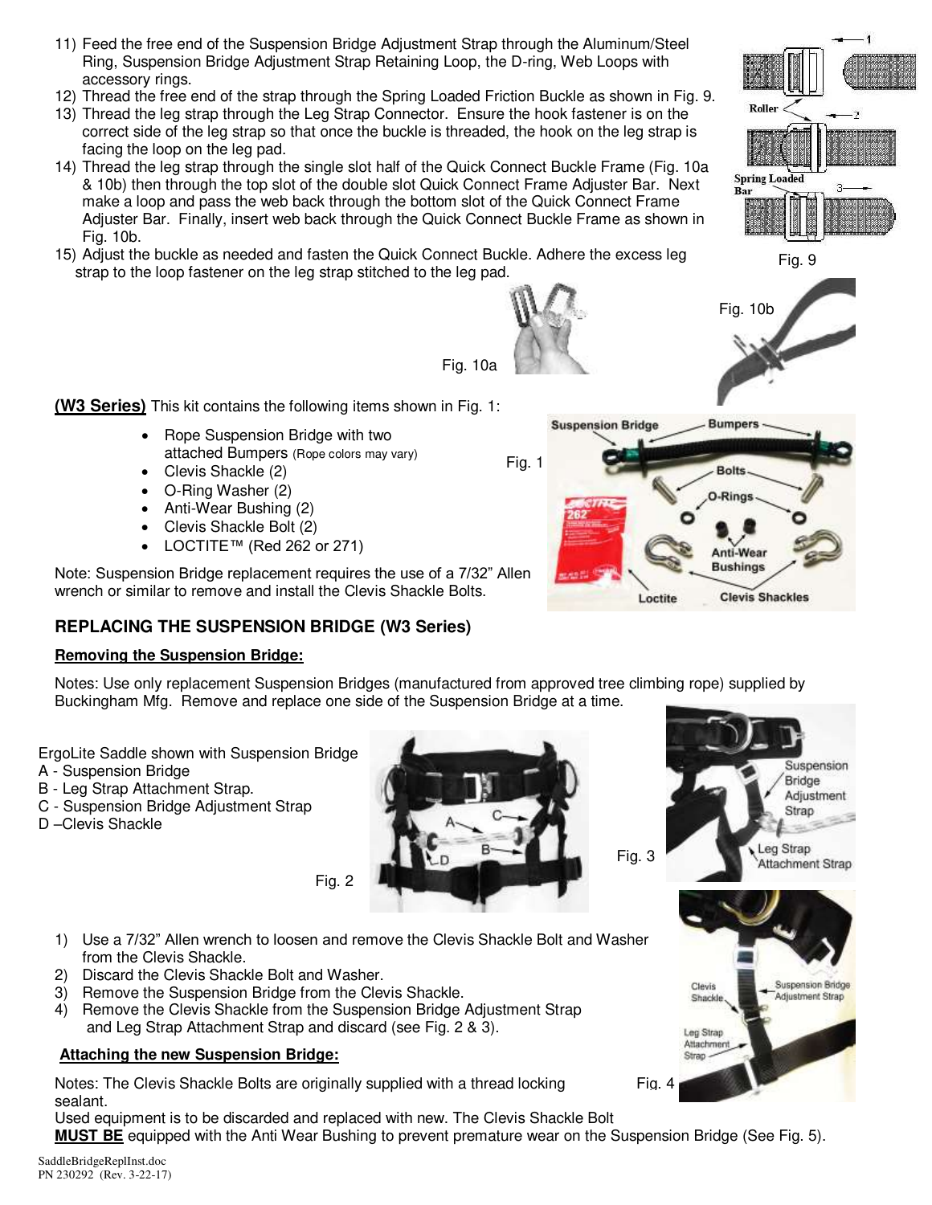11) Feed the free end of the Suspension Bridge Adjustment Strap through the Aluminum/Steel Ring, Suspension Bridge Adjustment Strap Retaining Loop, the D-ring, Web Loops with accessory rings.
12) Thread the free end of the strap through the Spring Loaded Friction Buckle as shown in Fig. 9.
13) Thread the leg strap through the Leg Strap Connector. Ensure the hook fastener is on the correct side of the leg strap so that once the buckle is threaded, the hook on the leg strap is facing the loop on the leg pad.
14) Thread the leg strap through the single slot half of the Quick Connect Buckle Frame (Fig. 10a & 10b) then through the top slot of the double slot Quick Connect Frame Adjuster Bar. Next make a loop and pass the web back through the bottom slot of the Quick Connect Frame Adjuster Bar. Finally, insert web back through the Quick Connect Buckle Frame as shown in Fig. 10b.
15) Adjust the buckle as needed and fasten the Quick Connect Buckle. Adhere the excess leg strap to the loop fastener on the leg strap stitched to the leg pad.

Fig. 9

Fig. 10a

Fig. 10b

**(W3 Series)** This kit contains the following items shown in Fig. 1:

- Rope Suspension Bridge with two attached Bumpers (Rope colors may vary)
- Clevis Shackle (2)
- O-Ring Washer (2)
- Anti-Wear Bushing (2)
- Clevis Shackle Bolt (2)
- LOCTITE™ (Red 262 or 271)

Fig. 1

Note: Suspension Bridge replacement requires the use of a 7/32" Allen wrench or similar to remove and install the Clevis Shackle Bolts.

## REPLACING THE SUSPENSION BRIDGE (W3 Series)

**Removing the Suspension Bridge:**

Notes: Use only replacement Suspension Bridges (manufactured from approved tree climbing rope) supplied by Buckingham Mfg. Remove and replace one side of the Suspension Bridge at a time.

ErgoLite Saddle shown with Suspension Bridge
A - Suspension Bridge
B - Leg Strap Attachment Strap.
C - Suspension Bridge Adjustment Strap
D –Clevis Shackle

Fig. 2

Fig. 3

1) Use a 7/32" Allen wrench to loosen and remove the Clevis Shackle Bolt and Washer from the Clevis Shackle.
2) Discard the Clevis Shackle Bolt and Washer.
3) Remove the Suspension Bridge from the Clevis Shackle.
4) Remove the Clevis Shackle from the Suspension Bridge Adjustment Strap and Leg Strap Attachment Strap and discard (see Fig. 2 & 3).

**Attaching the new Suspension Bridge:**

Notes: The Clevis Shackle Bolts are originally supplied with a thread locking sealant.

Fig. 4

Used equipment is to be discarded and replaced with new. The Clevis Shackle Bolt **MUST BE** equipped with the Anti Wear Bushing to prevent premature wear on the Suspension Bridge (See Fig. 5).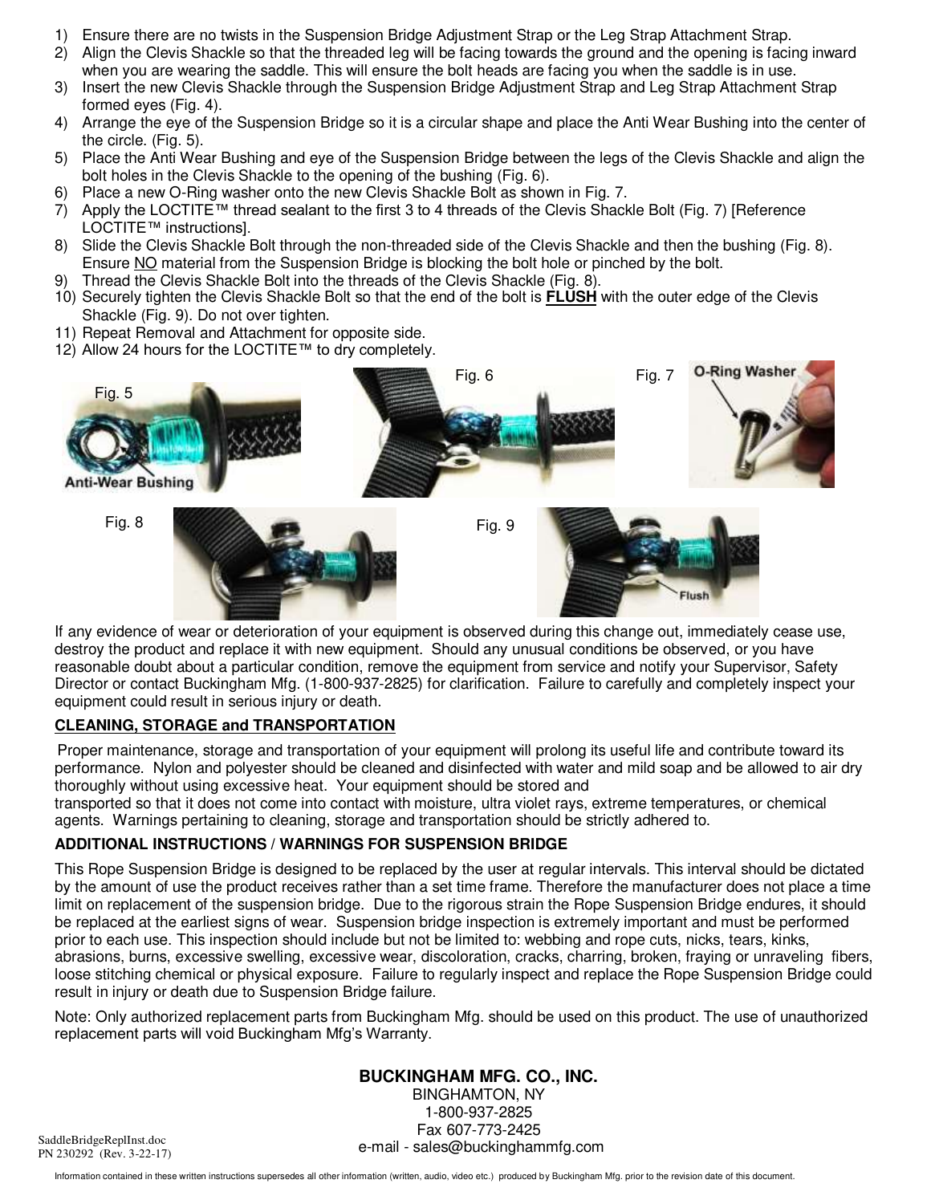1) Ensure there are no twists in the Suspension Bridge Adjustment Strap or the Leg Strap Attachment Strap.
2) Align the Clevis Shackle so that the threaded leg will be facing towards the ground and the opening is facing inward when you are wearing the saddle. This will ensure the bolt heads are facing you when the saddle is in use.
3) Insert the new Clevis Shackle through the Suspension Bridge Adjustment Strap and Leg Strap Attachment Strap formed eyes (Fig. 4).
4) Arrange the eye of the Suspension Bridge so it is a circular shape and place the Anti Wear Bushing into the center of the circle. (Fig. 5).
5) Place the Anti Wear Bushing and eye of the Suspension Bridge between the legs of the Clevis Shackle and align the bolt holes in the Clevis Shackle to the opening of the bushing (Fig. 6).
6) Place a new O-Ring washer onto the new Clevis Shackle Bolt as shown in Fig. 7.
7) Apply the LOCTITE™ thread sealant to the first 3 to 4 threads of the Clevis Shackle Bolt (Fig. 7) [Reference LOCTITE™ instructions].
8) Slide the Clevis Shackle Bolt through the non-threaded side of the Clevis Shackle and then the bushing (Fig. 8). Ensure NO material from the Suspension Bridge is blocking the bolt hole or pinched by the bolt.
9) Thread the Clevis Shackle Bolt into the threads of the Clevis Shackle (Fig. 8).
10) Securely tighten the Clevis Shackle Bolt so that the end of the bolt is **FLUSH** with the outer edge of the Clevis Shackle (Fig. 9). Do not over tighten.
11) Repeat Removal and Attachment for opposite side.
12) Allow 24 hours for the LOCTITE™ to dry completely.

Fig. 5

Anti-Wear Bushing

Fig. 6

Fig. 7

O-Ring Washer

Fig. 8

Fig. 9

Flush

If any evidence of wear or deterioration of your equipment is observed during this change out, immediately cease use, destroy the product and replace it with new equipment. Should any unusual conditions be observed, or you have reasonable doubt about a particular condition, remove the equipment from service and notify your Supervisor, Safety Director or contact Buckingham Mfg. (1-800-937-2825) for clarification. Failure to carefully and completely inspect your equipment could result in serious injury or death.

**CLEANING, STORAGE and TRANSPORTATION**

Proper maintenance, storage and transportation of your equipment will prolong its useful life and contribute toward its performance. Nylon and polyester should be cleaned and disinfected with water and mild soap and be allowed to air dry thoroughly without using excessive heat. Your equipment should be stored and transported so that it does not come into contact with moisture, ultra violet rays, extreme temperatures, or chemical agents. Warnings pertaining to cleaning, storage and transportation should be strictly adhered to.

**ADDITIONAL INSTRUCTIONS / WARNINGS FOR SUSPENSION BRIDGE**

This Rope Suspension Bridge is designed to be replaced by the user at regular intervals. This interval should be dictated by the amount of use the product receives rather than a set time frame. Therefore the manufacturer does not place a time limit on replacement of the suspension bridge. Due to the rigorous strain the Rope Suspension Bridge endures, it should be replaced at the earliest signs of wear. Suspension bridge inspection is extremely important and must be performed prior to each use. This inspection should include but not be limited to: webbing and rope cuts, nicks, tears, kinks, abrasions, burns, excessive swelling, excessive wear, discoloration, cracks, charring, broken, fraying or unraveling fibers, loose stitching chemical or physical exposure. Failure to regularly inspect and replace the Rope Suspension Bridge could result in injury or death due to Suspension Bridge failure.

Note: Only authorized replacement parts from Buckingham Mfg. should be used on this product. The use of unauthorized replacement parts will void Buckingham Mfg's Warranty.

**BUCKINGHAM MFG. CO., INC.**
BINGHAMTON, NY
1-800-937-2825
Fax 607-773-2425
e-mail - sales@buckinghammfg.com

SaddleBridgeReplInst.doc
PN 230292 (Rev. 3-22-17)

Information contained in these written instructions supersedes all other information (written, audio, video etc.) produced by Buckingham Mfg. prior to the revision date of this document.